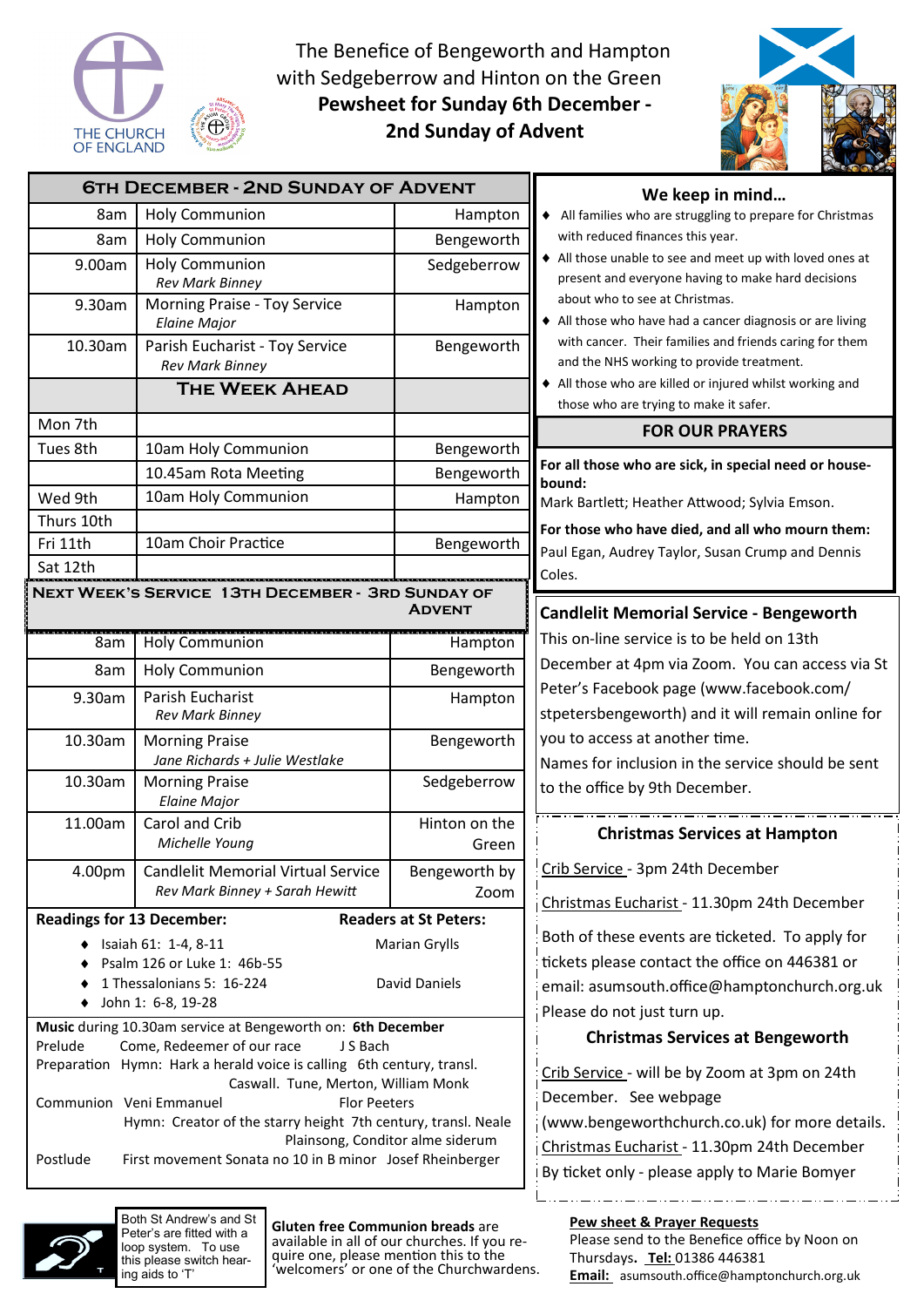The Benefice of Bengeworth and Hampton with Sedgeberrow and Hinton on the Green

# Pewsheet for Sunday 6th December - 2nd Sunday of Advent

| 6th December - 2nd Sunday of Advent | | |
|---|---|---|
| 8am | Holy Communion | Hampton |
| 8am | Holy Communion | Bengeworth |
| 9.00am | Holy Communion *Rev Mark Binney* | Sedgeberrow |
| 9.30am | Morning Praise - Toy Service *Elaine Major* | Hampton |
| 10.30am | Parish Eucharist - Toy Service *Rev Mark Binney* | Bengeworth |
| | **The Week Ahead** | |
| Mon 7th | | |
| Tues 8th | 10am Holy Communion | Bengeworth |
| | 10.45am Rota Meeting | Bengeworth |
| Wed 9th | 10am Holy Communion | Hampton |
| Thurs 10th | | |
| Fri 11th | 10am Choir Practice | Bengeworth |
| Sat 12th | | |

| Next Week's Service 13th December - 3rd Sunday of Advent | | |
|---|---|---|
| 8am | Holy Communion | Hampton |
| 8am | Holy Communion | Bengeworth |
| 9.30am | Parish Eucharist *Rev Mark Binney* | Hampton |
| 10.30am | Morning Praise *Jane Richards + Julie Westlake* | Bengeworth |
| 10.30am | Morning Praise *Elaine Major* | Sedgeberrow |
| 11.00am | Carol and Crib *Michelle Young* | Hinton on the Green |
| 4.00pm | Candlelit Memorial Virtual Service *Rev Mark Binney + Sarah Hewitt* | Bengeworth by Zoom |

**Readings for 13 December:**

- Isaiah 61: 1-4, 8-11
- Psalm 126 or Luke 1: 46b-55
- 1 Thessalonians 5: 16-224
- John 1: 6-8, 19-28

**Readers at St Peters:**

Marian Grylls

David Daniels

**Music** during 10.30am service at Bengeworth on: **6th December**

Prelude — Come, Redeemer of our race — J S Bach

Preparation — Hymn: Hark a herald voice is calling 6th century, transl. Caswall. Tune, Merton, William Monk

Communion — Veni Emmanuel — Flor Peeters

Hymn: Creator of the starry height 7th century, transl. Neale Plainsong, Conditor alme siderum

Postlude — First movement Sonata no 10 in B minor — Josef Rheinberger

## We keep in mind…

- All families who are struggling to prepare for Christmas with reduced finances this year.
- All those unable to see and meet up with loved ones at present and everyone having to make hard decisions about who to see at Christmas.
- All those who have had a cancer diagnosis or are living with cancer. Their families and friends caring for them and the NHS working to provide treatment.
- All those who are killed or injured whilst working and those who are trying to make it safer.

## FOR OUR PRAYERS

**For all those who are sick, in special need or house-bound:**
Mark Bartlett; Heather Attwood; Sylvia Emson.

**For those who have died, and all who mourn them:**
Paul Egan, Audrey Taylor, Susan Crump and Dennis Coles.

## Candlelit Memorial Service - Bengeworth

This on-line service is to be held on 13th December at 4pm via Zoom. You can access via St Peter's Facebook page (www.facebook.com/stpetersbengeworth) and it will remain online for you to access at another time.

Names for inclusion in the service should be sent to the office by 9th December.

## Christmas Services at Hampton

Crib Service - 3pm 24th December

Christmas Eucharist - 11.30pm 24th December

Both of these events are ticketed. To apply for tickets please contact the office on 446381 or email: asumsouth.office@hamptonchurch.org.uk Please do not just turn up.

## Christmas Services at Bengeworth

Crib Service - will be by Zoom at 3pm on 24th December. See webpage (www.bengeworthchurch.co.uk) for more details.

Christmas Eucharist - 11.30pm 24th December

By ticket only - please apply to Marie Bomyer

Both St Andrew's and St Peter's are fitted with a loop system. To use this please switch hearing aids to 'T'

**Gluten free Communion breads** are available in all of our churches. If you require one, please mention this to the 'welcomers' or one of the Churchwardens.

**Pew sheet & Prayer Requests**

Please send to the Benefice office by Noon on Thursdays. **Tel:** 01386 446381

**Email:** asumsouth.office@hamptonchurch.org.uk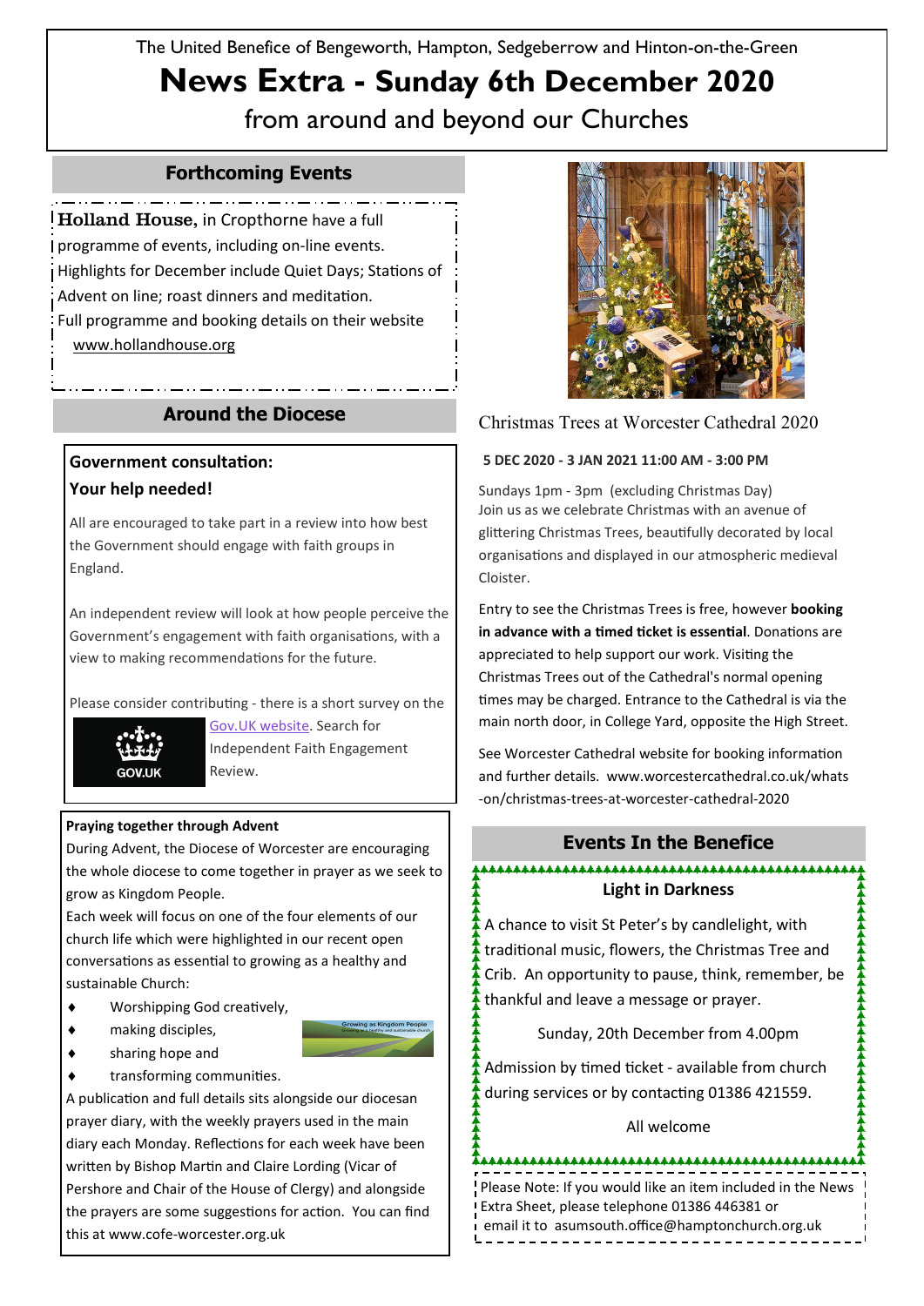The United Benefice of Bengeworth, Hampton, Sedgeberrow and Hinton-on-the-Green

# News Extra - Sunday 6th December 2020

from around and beyond our Churches

## Forthcoming Events

Holland House, in Cropthorne have a full programme of events, including on-line events. Highlights for December include Quiet Days; Stations of Advent on line; roast dinners and meditation. Full programme and booking details on their website www.hollandhouse.org

## Around the Diocese

### Government consultation: Your help needed!

All are encouraged to take part in a review into how best the Government should engage with faith groups in England.

An independent review will look at how people perceive the Government's engagement with faith organisations, with a view to making recommendations for the future.

Please consider contributing - there is a short survey on the Gov.UK website. Search for Independent Faith Engagement Review.

### Praying together through Advent

During Advent, the Diocese of Worcester are encouraging the whole diocese to come together in prayer as we seek to grow as Kingdom People.

Each week will focus on one of the four elements of our church life which were highlighted in our recent open conversations as essential to growing as a healthy and sustainable Church:

- Worshipping God creatively,
- making disciples,
- sharing hope and
- transforming communities.

A publication and full details sits alongside our diocesan prayer diary, with the weekly prayers used in the main diary each Monday. Reflections for each week have been written by Bishop Martin and Claire Lording (Vicar of Pershore and Chair of the House of Clergy) and alongside the prayers are some suggestions for action. You can find this at www.cofe-worcester.org.uk

### Christmas Trees at Worcester Cathedral 2020

**5 DEC 2020 - 3 JAN 2021 11:00 AM - 3:00 PM**

Sundays 1pm - 3pm (excluding Christmas Day)
Join us as we celebrate Christmas with an avenue of glittering Christmas Trees, beautifully decorated by local organisations and displayed in our atmospheric medieval Cloister.

Entry to see the Christmas Trees is free, however **booking in advance with a timed ticket is essential**. Donations are appreciated to help support our work. Visiting the Christmas Trees out of the Cathedral's normal opening times may be charged. Entrance to the Cathedral is via the main north door, in College Yard, opposite the High Street.

See Worcester Cathedral website for booking information and further details. www.worcestercathedral.co.uk/whats-on/christmas-trees-at-worcester-cathedral-2020

## Events In the Benefice

### Light in Darkness

A chance to visit St Peter's by candlelight, with traditional music, flowers, the Christmas Tree and Crib. An opportunity to pause, think, remember, be thankful and leave a message or prayer.

Sunday, 20th December from 4.00pm

Admission by timed ticket - available from church during services or by contacting 01386 421559.

All welcome

Please Note: If you would like an item included in the News Extra Sheet, please telephone 01386 446381 or email it to asumsouth.office@hamptonchurch.org.uk